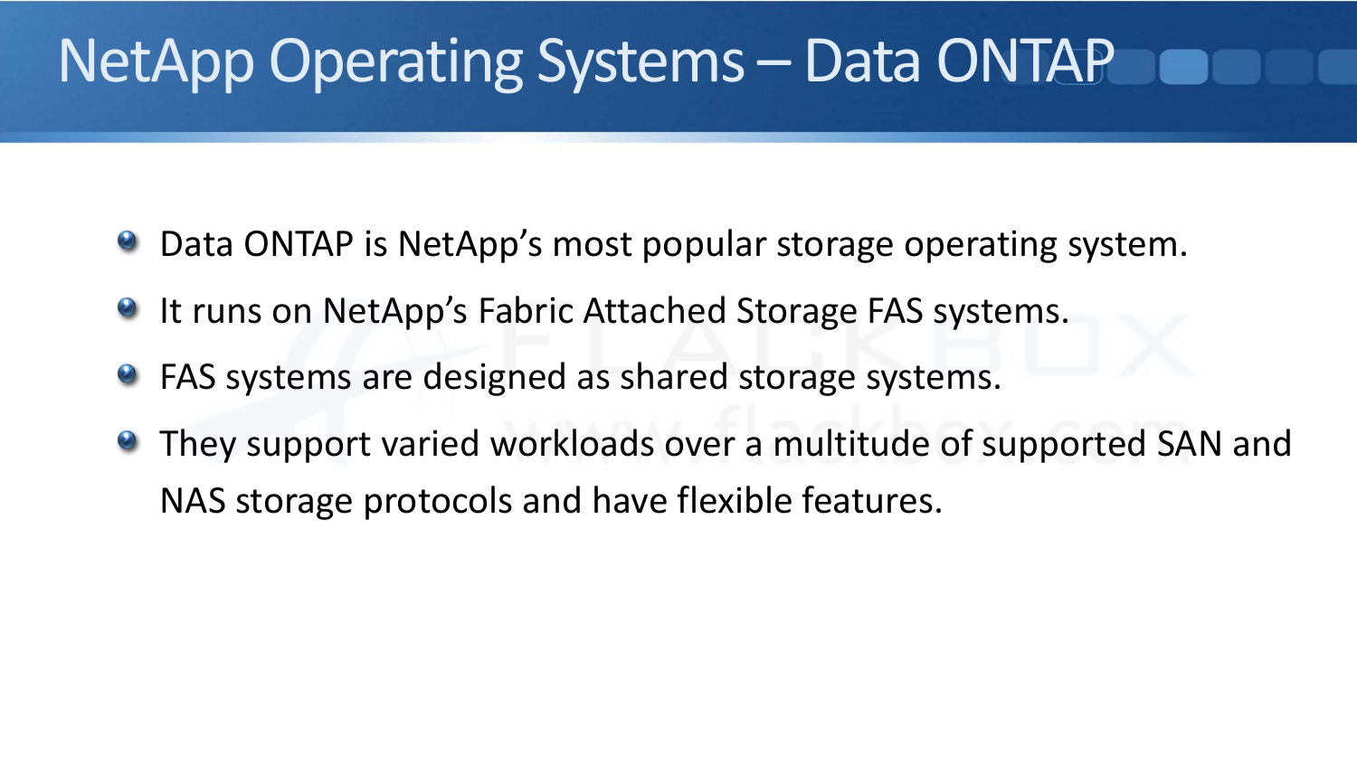# NetApp Operating Systems – Data ONTAP

- Data ONTAP is NetApp's most popular storage operating system.
- It runs on NetApp's Fabric Attached Storage FAS systems.
- FAS systems are designed as shared storage systems.
- They support varied workloads over a multitude of supported SAN and NAS storage protocols and have flexible features.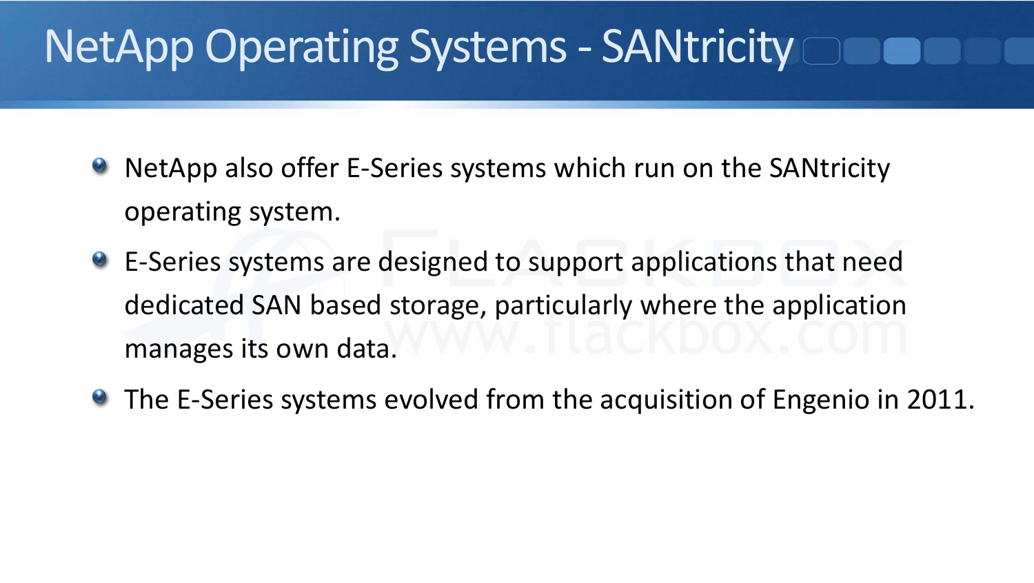# NetApp Operating Systems - SANtricity

- NetApp also offer E-Series systems which run on the SANtricity operating system.
- E-Series systems are designed to support applications that need dedicated SAN based storage, particularly where the application manages its own data.
- The E-Series systems evolved from the acquisition of Engenio in 2011.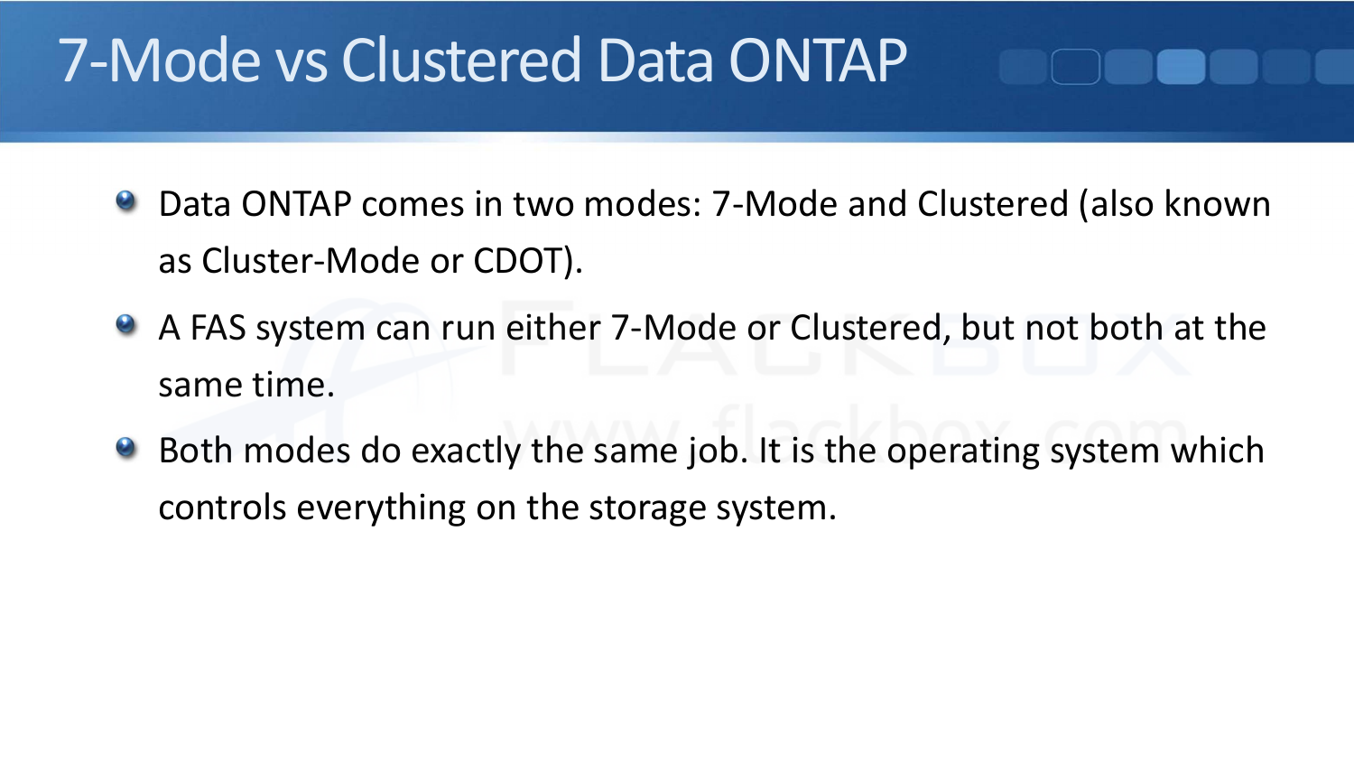# 7-Mode vs Clustered Data ONTAP

- Data ONTAP comes in two modes: 7-Mode and Clustered (also known as Cluster-Mode or CDOT).
- A FAS system can run either 7-Mode or Clustered, but not both at the same time.
- Both modes do exactly the same job. It is the operating system which controls everything on the storage system.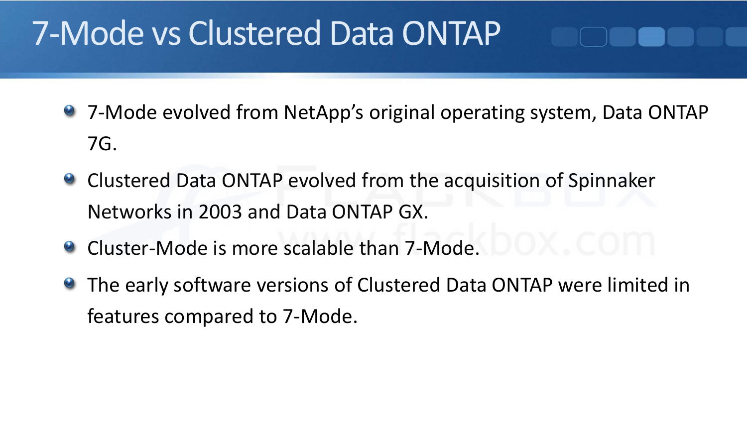# 7-Mode vs Clustered Data ONTAP

- 7-Mode evolved from NetApp's original operating system, Data ONTAP 7G.
- Clustered Data ONTAP evolved from the acquisition of Spinnaker Networks in 2003 and Data ONTAP GX.
- Cluster-Mode is more scalable than 7-Mode.
- The early software versions of Clustered Data ONTAP were limited in features compared to 7-Mode.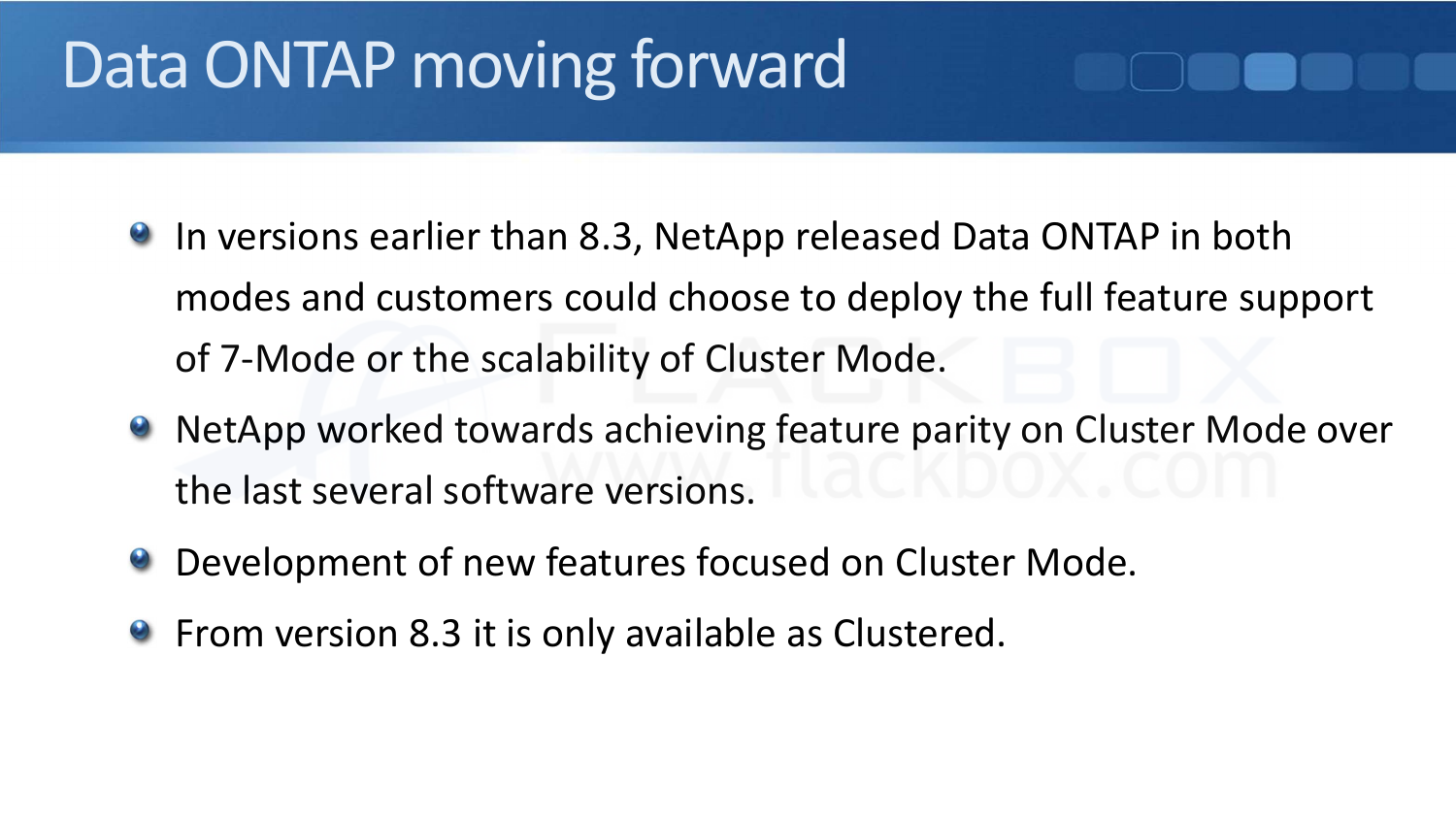# Data ONTAP moving forward

- In versions earlier than 8.3, NetApp released Data ONTAP in both modes and customers could choose to deploy the full feature support of 7-Mode or the scalability of Cluster Mode.
- NetApp worked towards achieving feature parity on Cluster Mode over the last several software versions.
- Development of new features focused on Cluster Mode.
- From version 8.3 it is only available as Clustered.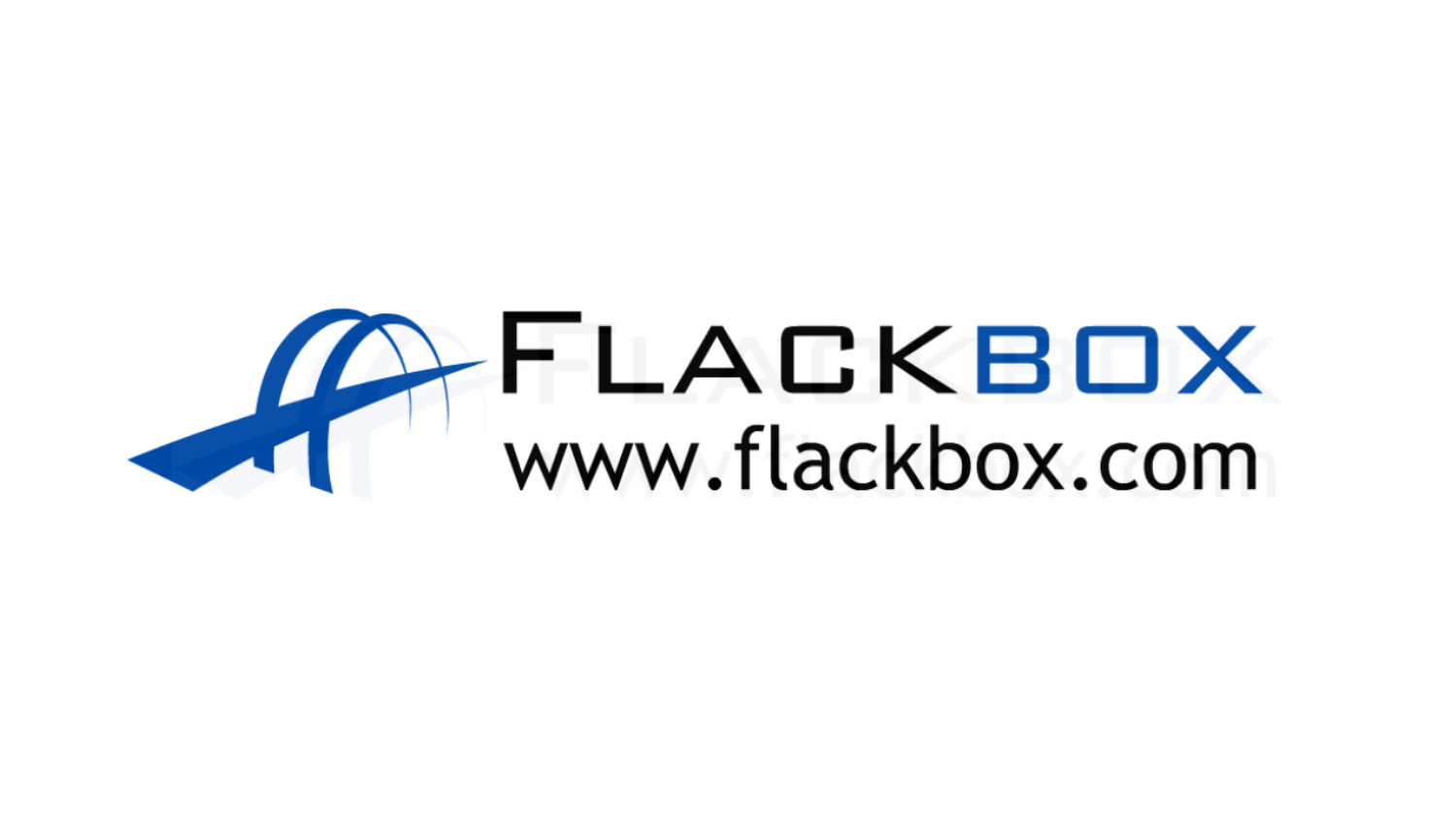FLACKBOX

www.flackbox.com